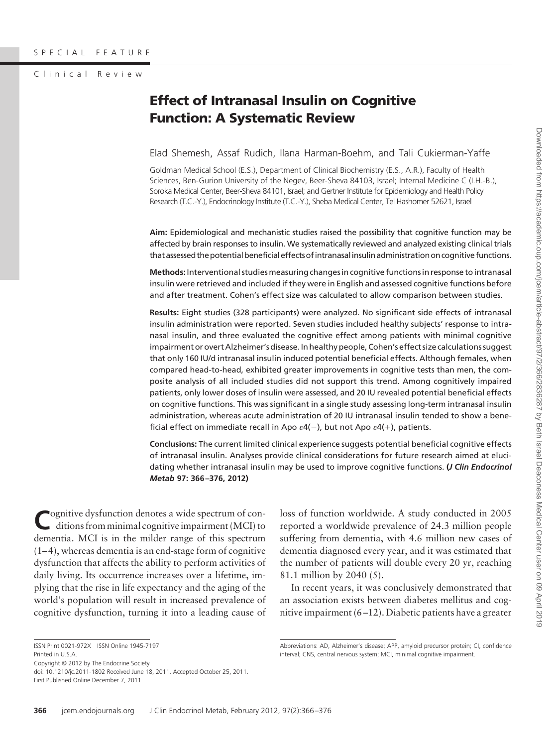SPECIAL FEATURE

Clinical Review

# Effect of Intranasal Insulin on Cognitive Function: A Systematic Review

Elad Shemesh, Assaf Rudich, Ilana Harman-Boehm, and Tali Cukierman-Yaffe

Goldman Medical School (E.S.), Department of Clinical Biochemistry (E.S., A.R.), Faculty of Health Sciences, Ben-Gurion University of the Negev, Beer-Sheva 84103, Israel; Internal Medicine C (I.H.-B.), Soroka Medical Center, Beer-Sheva 84101, Israel; and Gertner Institute for Epidemiology and Health Policy Research (T.C.-Y.), Endocrinology Institute (T.C.-Y.), Sheba Medical Center, Tel Hashomer 52621, Israel

**Aim:** Epidemiological and mechanistic studies raised the possibility that cognitive function may be affected by brain responses to insulin. We systematically reviewed and analyzed existing clinical trials that assessed the potential beneficial effects of intranasal insulin administration on cognitive functions.

**Methods:** Interventional studies measuring changes in cognitive functions in response to intranasal insulin were retrieved and included if they were in English and assessed cognitive functions before and after treatment. Cohen's effect size was calculated to allow comparison between studies.

**Results:** Eight studies (328 participants) were analyzed. No significant side effects of intranasal insulin administration were reported. Seven studies included healthy subjects' response to intranasal insulin, and three evaluated the cognitive effect among patients with minimal cognitive impairment or overt Alzheimer's disease. In healthy people, Cohen's effect size calculations suggest that only 160 IU/d intranasal insulin induced potential beneficial effects. Although females, when compared head-to-head, exhibited greater improvements in cognitive tests than men, the composite analysis of all included studies did not support this trend. Among cognitively impaired patients, only lower doses of insulin were assessed, and 20 IU revealed potential beneficial effects on cognitive functions. This was significant in a single study assessing long-term intranasal insulin administration, whereas acute administration of 20 IU intranasal insulin tended to show a beneficial effect on immediate recall in Apo $\varepsilon4(-)$, but not Apo $\varepsilon4(+)$, patients.

**Conclusions:** The current limited clinical experience suggests potential beneficial cognitive effects of intranasal insulin. Analyses provide clinical considerations for future research aimed at elucidating whether intranasal insulin may be used to improve cognitive functions. **(*J Clin Endocrinol Metab* 97: 366–376, 2012)**

Cognitive dysfunction denotes a wide spectrum of conditions from minimal cognitive impairment (MCI) to dementia. MCI is in the milder range of this spectrum (1–4), whereas dementia is an end-stage form of cognitive dysfunction that affects the ability to perform activities of daily living. Its occurrence increases over a lifetime, implying that the rise in life expectancy and the aging of the world's population will result in increased prevalence of cognitive dysfunction, turning it into a leading cause of loss of function worldwide. A study conducted in 2005 reported a worldwide prevalence of 24.3 million people suffering from dementia, with 4.6 million new cases of dementia diagnosed every year, and it was estimated that the number of patients will double every 20 yr, reaching 81.1 million by 2040 (5).

In recent years, it was conclusively demonstrated that an association exists between diabetes mellitus and cognitive impairment (6–12). Diabetic patients have a greater

ISSN Print 0021-972X ISSN Online 1945-7197
Printed in U.S.A.
Copyright © 2012 by The Endocrine Society
doi: 10.1210/jc.2011-1802 Received June 18, 2011. Accepted October 25, 2011.
First Published Online December 7, 2011

Abbreviations: AD, Alzheimer's disease; APP, amyloid precursor protein; CI, confidence interval; CNS, central nervous system; MCI, minimal cognitive impairment.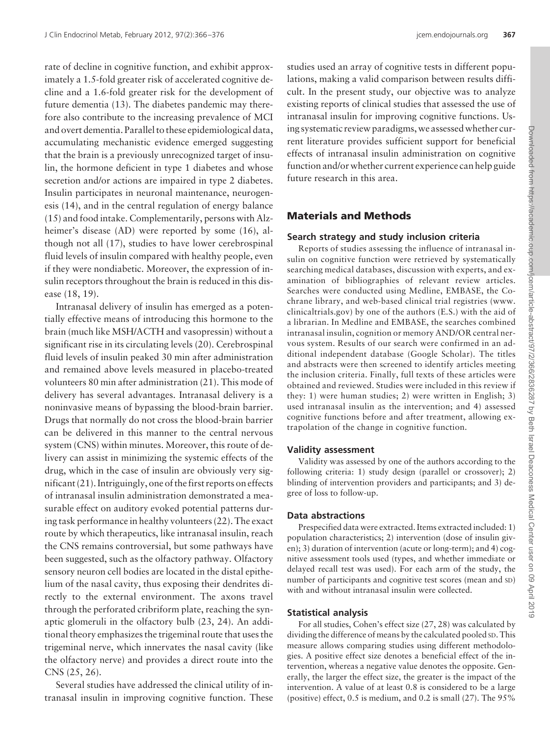rate of decline in cognitive function, and exhibit approximately a 1.5-fold greater risk of accelerated cognitive decline and a 1.6-fold greater risk for the development of future dementia (13). The diabetes pandemic may therefore also contribute to the increasing prevalence of MCI and overt dementia. Parallel to these epidemiological data, accumulating mechanistic evidence emerged suggesting that the brain is a previously unrecognized target of insulin, the hormone deficient in type 1 diabetes and whose secretion and/or actions are impaired in type 2 diabetes. Insulin participates in neuronal maintenance, neurogenesis (14), and in the central regulation of energy balance (15) and food intake. Complementarily, persons with Alzheimer's disease (AD) were reported by some (16), although not all (17), studies to have lower cerebrospinal fluid levels of insulin compared with healthy people, even if they were nondiabetic. Moreover, the expression of insulin receptors throughout the brain is reduced in this disease (18, 19).

Intranasal delivery of insulin has emerged as a potentially effective means of introducing this hormone to the brain (much like MSH/ACTH and vasopressin) without a significant rise in its circulating levels (20). Cerebrospinal fluid levels of insulin peaked 30 min after administration and remained above levels measured in placebo-treated volunteers 80 min after administration (21). This mode of delivery has several advantages. Intranasal delivery is a noninvasive means of bypassing the blood-brain barrier. Drugs that normally do not cross the blood-brain barrier can be delivered in this manner to the central nervous system (CNS) within minutes. Moreover, this route of delivery can assist in minimizing the systemic effects of the drug, which in the case of insulin are obviously very significant (21). Intriguingly, one of the first reports on effects of intranasal insulin administration demonstrated a measurable effect on auditory evoked potential patterns during task performance in healthy volunteers (22). The exact route by which therapeutics, like intranasal insulin, reach the CNS remains controversial, but some pathways have been suggested, such as the olfactory pathway. Olfactory sensory neuron cell bodies are located in the distal epithelium of the nasal cavity, thus exposing their dendrites directly to the external environment. The axons travel through the perforated cribriform plate, reaching the synaptic glomeruli in the olfactory bulb (23, 24). An additional theory emphasizes the trigeminal route that uses the trigeminal nerve, which innervates the nasal cavity (like the olfactory nerve) and provides a direct route into the CNS (25, 26).

Several studies have addressed the clinical utility of intranasal insulin in improving cognitive function. These studies used an array of cognitive tests in different populations, making a valid comparison between results difficult. In the present study, our objective was to analyze existing reports of clinical studies that assessed the use of intranasal insulin for improving cognitive functions. Using systematic review paradigms, we assessed whether current literature provides sufficient support for beneficial effects of intranasal insulin administration on cognitive function and/or whether current experience can help guide future research in this area.

## Materials and Methods

### Search strategy and study inclusion criteria

Reports of studies assessing the influence of intranasal insulin on cognitive function were retrieved by systematically searching medical databases, discussion with experts, and examination of bibliographies of relevant review articles. Searches were conducted using Medline, EMBASE, the Cochrane library, and web-based clinical trial registries (www.clinicaltrials.gov) by one of the authors (E.S.) with the aid of a librarian. In Medline and EMBASE, the searches combined intranasal insulin, cognition or memory AND/OR central nervous system. Results of our search were confirmed in an additional independent database (Google Scholar). The titles and abstracts were then screened to identify articles meeting the inclusion criteria. Finally, full texts of these articles were obtained and reviewed. Studies were included in this review if they: 1) were human studies; 2) were written in English; 3) used intranasal insulin as the intervention; and 4) assessed cognitive functions before and after treatment, allowing extrapolation of the change in cognitive function.

### Validity assessment

Validity was assessed by one of the authors according to the following criteria: 1) study design (parallel or crossover); 2) blinding of intervention providers and participants; and 3) degree of loss to follow-up.

### Data abstractions

Prespecified data were extracted. Items extracted included: 1) population characteristics; 2) intervention (dose of insulin given); 3) duration of intervention (acute or long-term); and 4) cognitive assessment tools used (types, and whether immediate or delayed recall test was used). For each arm of the study, the number of participants and cognitive test scores (mean and SD) with and without intranasal insulin were collected.

### Statistical analysis

For all studies, Cohen's effect size (27, 28) was calculated by dividing the difference of means by the calculated pooled SD. This measure allows comparing studies using different methodologies. A positive effect size denotes a beneficial effect of the intervention, whereas a negative value denotes the opposite. Generally, the larger the effect size, the greater is the impact of the intervention. A value of at least 0.8 is considered to be a large (positive) effect, 0.5 is medium, and 0.2 is small (27). The 95%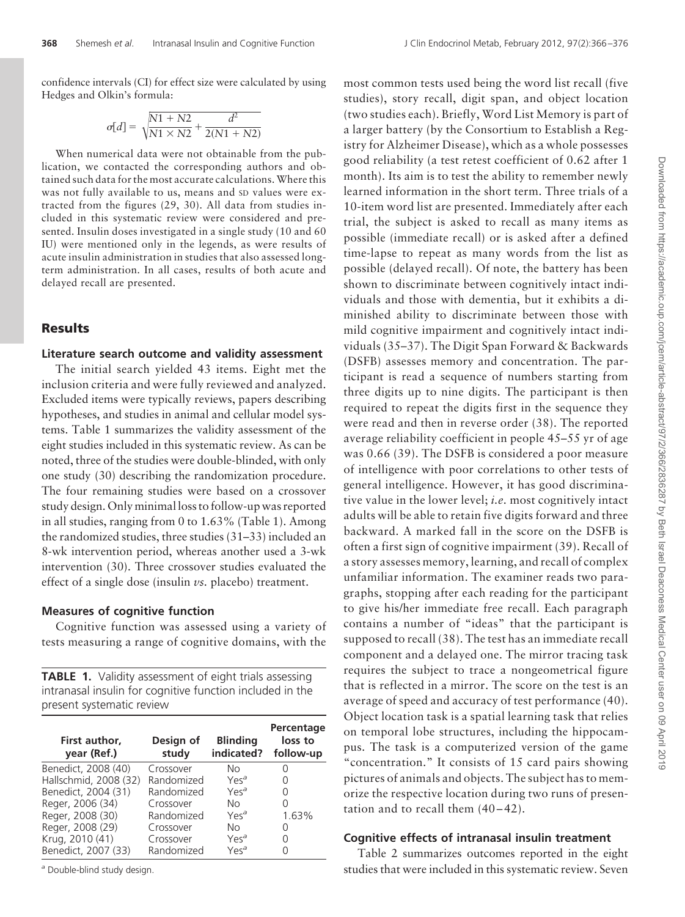confidence intervals (CI) for effect size were calculated by using Hedges and Olkin's formula:

$$\sigma[d] = \sqrt{\frac{N1 + N2}{N1 \times N2} + \frac{d^2}{2(N1 + N2)}}$$

When numerical data were not obtainable from the publication, we contacted the corresponding authors and obtained such data for the most accurate calculations. Where this was not fully available to us, means and SD values were extracted from the figures (29, 30). All data from studies included in this systematic review were considered and presented. Insulin doses investigated in a single study (10 and 60 IU) were mentioned only in the legends, as were results of acute insulin administration in studies that also assessed long-term administration. In all cases, results of both acute and delayed recall are presented.

## Results

### Literature search outcome and validity assessment

The initial search yielded 43 items. Eight met the inclusion criteria and were fully reviewed and analyzed. Excluded items were typically reviews, papers describing hypotheses, and studies in animal and cellular model systems. Table 1 summarizes the validity assessment of the eight studies included in this systematic review. As can be noted, three of the studies were double-blinded, with only one study (30) describing the randomization procedure. The four remaining studies were based on a crossover study design. Only minimal loss to follow-up was reported in all studies, ranging from 0 to 1.63% (Table 1). Among the randomized studies, three studies (31–33) included an 8-wk intervention period, whereas another used a 3-wk intervention (30). Three crossover studies evaluated the effect of a single dose (insulin *vs.* placebo) treatment.

### Measures of cognitive function

Cognitive function was assessed using a variety of tests measuring a range of cognitive domains, with the most common tests used being the word list recall (five studies), story recall, digit span, and object location (two studies each). Briefly, Word List Memory is part of a larger battery (by the Consortium to Establish a Registry for Alzheimer Disease), which as a whole possesses good reliability (a test retest coefficient of 0.62 after 1 month). Its aim is to test the ability to remember newly learned information in the short term. Three trials of a 10-item word list are presented. Immediately after each trial, the subject is asked to recall as many items as possible (immediate recall) or is asked after a defined time-lapse to repeat as many words from the list as possible (delayed recall). Of note, the battery has been shown to discriminate between cognitively intact individuals and those with dementia, but it exhibits a diminished ability to discriminate between those with mild cognitive impairment and cognitively intact individuals (35–37). The Digit Span Forward & Backwards (DSFB) assesses memory and concentration. The participant is read a sequence of numbers starting from three digits up to nine digits. The participant is then required to repeat the digits first in the sequence they were read and then in reverse order (38). The reported average reliability coefficient in people 45–55 yr of age was 0.66 (39). The DSFB is considered a poor measure of intelligence with poor correlations to other tests of general intelligence. However, it has good discriminative value in the lower level; *i.e.* most cognitively intact adults will be able to retain five digits forward and three backward. A marked fall in the score on the DSFB is often a first sign of cognitive impairment (39). Recall of a story assesses memory, learning, and recall of complex unfamiliar information. The examiner reads two paragraphs, stopping after each reading for the participant to give his/her immediate free recall. Each paragraph contains a number of "ideas" that the participant is supposed to recall (38). The test has an immediate recall component and a delayed one. The mirror tracing task requires the subject to trace a nongeometrical figure that is reflected in a mirror. The score on the test is an average of speed and accuracy of test performance (40). Object location task is a spatial learning task that relies on temporal lobe structures, including the hippocampus. The task is a computerized version of the game "concentration." It consists of 15 card pairs showing pictures of animals and objects. The subject has to memorize the respective location during two runs of presentation and to recall them (40–42).

**TABLE 1.** Validity assessment of eight trials assessing intranasal insulin for cognitive function included in the present systematic review

| First author, year (Ref.) | Design of study | Blinding indicated? | Percentage loss to follow-up |
|---|---|---|---|
| Benedict, 2008 (40) | Crossover | No | 0 |
| Hallschmid, 2008 (32) | Randomized | Yes[a] | 0 |
| Benedict, 2004 (31) | Randomized | Yes[a] | 0 |
| Reger, 2006 (34) | Crossover | No | 0 |
| Reger, 2008 (30) | Randomized | Yes[a] | 1.63% |
| Reger, 2008 (29) | Crossover | No | 0 |
| Krug, 2010 (41) | Crossover | Yes[a] | 0 |
| Benedict, 2007 (33) | Randomized | Yes[a] | 0 |

[a] Double-blind study design.

### Cognitive effects of intranasal insulin treatment

Table 2 summarizes outcomes reported in the eight studies that were included in this systematic review. Seven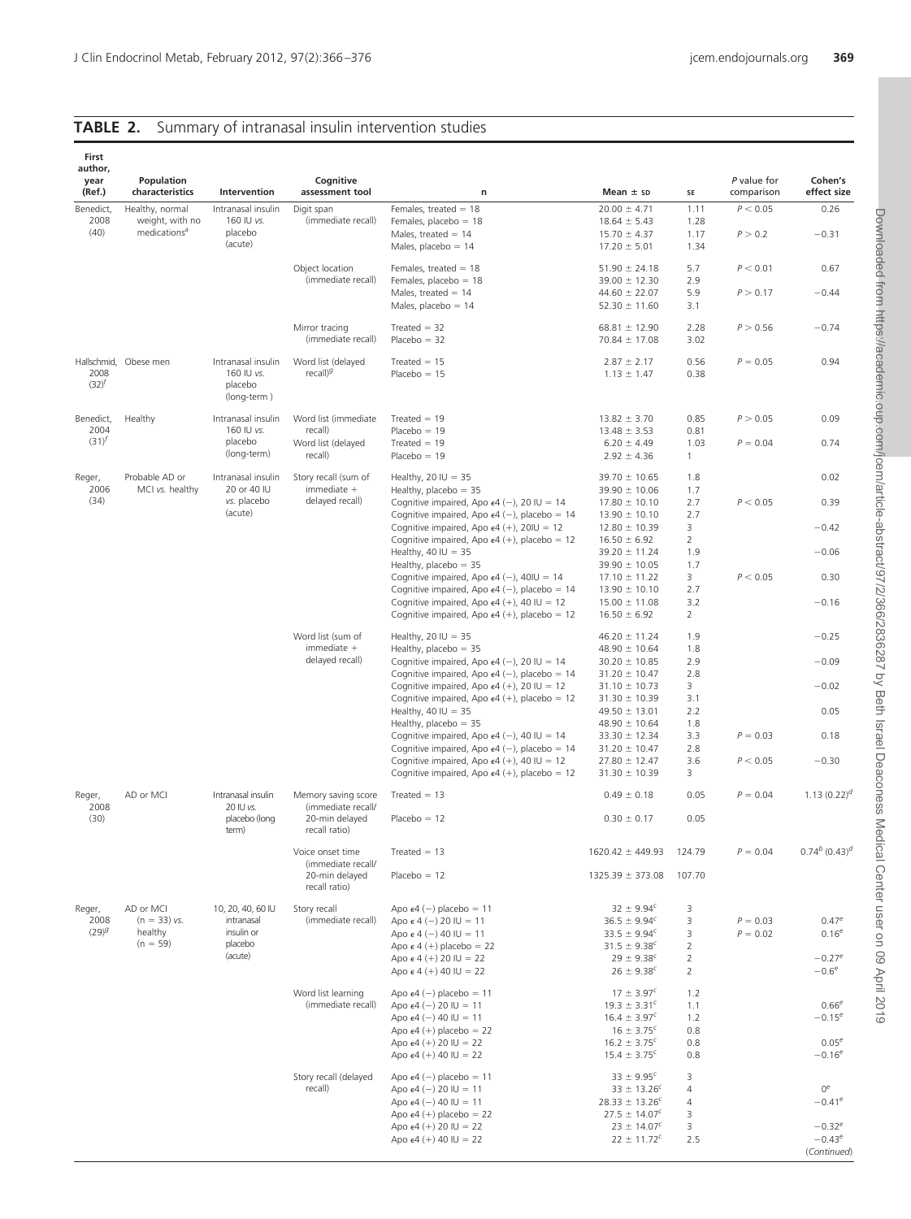## TABLE 2. Summary of intranasal insulin intervention studies

| First author, year (Ref.) | Population characteristics | Intervention | Cognitive assessment tool | n | Mean ± SD | SE | P value for comparison | Cohen's effect size |
|---|---|---|---|---|---|---|---|---|
| Benedict, 2008 (40) | Healthy, normal weight, with no medications[a] | Intranasal insulin 160 IU vs. placebo (acute) | Digit span (immediate recall) | Females, treated = 18 | 20.00 ± 4.71 | 1.11 | $P < 0.05$ | 0.26 |
| | | | | Females, placebo = 18 | 18.64 ± 5.43 | 1.28 | | |
| | | | | Males, treated = 14 | 15.70 ± 4.37 | 1.17 | $P > 0.2$ | −0.31 |
| | | | | Males, placebo = 14 | 17.20 ± 5.01 | 1.34 | | |
| | | | Object location (immediate recall) | Females, treated = 18 | 51.90 ± 24.18 | 5.7 | $P < 0.01$ | 0.67 |
| | | | | Females, placebo = 18 | 39.00 ± 12.30 | 2.9 | | |
| | | | | Males, treated = 14 | 44.60 ± 22.07 | 5.9 | $P > 0.17$ | −0.44 |
| | | | | Males, placebo = 14 | 52.30 ± 11.60 | 3.1 | | |
| | | | Mirror tracing (immediate recall) | Treated = 32 | 68.81 ± 12.90 | 2.28 | $P > 0.56$ | −0.74 |
| | | | | Placebo = 32 | 70.84 ± 17.08 | 3.02 | | |
| Hallschmid, 2008 (32)[f] | Obese men | Intranasal insulin 160 IU vs. placebo (long-term ) | Word list (delayed recall)[g] | Treated = 15 | 2.87 ± 2.17 | 0.56 | $P = 0.05$ | 0.94 |
| | | | | Placebo = 15 | 1.13 ± 1.47 | 0.38 | | |
| Benedict, 2004 (31)[f] | Healthy | Intranasal insulin 160 IU vs. placebo (long-term) | Word list (immediate recall) | Treated = 19 | 13.82 ± 3.70 | 0.85 | $P > 0.05$ | 0.09 |
| | | | | Placebo = 19 | 13.48 ± 3.53 | 0.81 | | |
| | | | Word list (delayed recall) | Treated = 19 | 6.20 ± 4.49 | 1.03 | $P = 0.04$ | 0.74 |
| | | | | Placebo = 19 | 2.92 ± 4.36 | 1 | | |
| Reger, 2006 (34) | Probable AD or MCI vs. healthy | Intranasal insulin 20 or 40 IU vs. placebo (acute) | Story recall (sum of immediate + delayed recall) | Healthy, 20 IU = 35 | 39.70 ± 10.65 | 1.8 | | 0.02 |
| | | | | Healthy, placebo = 35 | 39.90 ± 10.06 | 1.7 | | |
| | | | | Cognitive impaired, Apo ε4 (−), 20 IU = 14 | 17.80 ± 10.10 | 2.7 | $P < 0.05$ | 0.39 |
| | | | | Cognitive impaired, Apo ε4 (−), placebo = 14 | 13.90 ± 10.10 | 2.7 | | |
| | | | | Cognitive impaired, Apo ε4 (+), 20IU = 12 | 12.80 ± 10.39 | 3 | | −0.42 |
| | | | | Cognitive impaired, Apo ε4 (+), placebo = 12 | 16.50 ± 6.92 | 2 | | |
| | | | | Healthy, 40 IU = 35 | 39.20 ± 11.24 | 1.9 | | −0.06 |
| | | | | Healthy, placebo = 35 | 39.90 ± 10.05 | 1.7 | | |
| | | | | Cognitive impaired, Apo ε4 (−), 40IU = 14 | 17.10 ± 11.22 | 3 | $P < 0.05$ | 0.30 |
| | | | | Cognitive impaired, Apo ε4 (−), placebo = 14 | 13.90 ± 10.10 | 2.7 | | |
| | | | | Cognitive impaired, Apo ε4 (+), 40 IU = 12 | 15.00 ± 11.08 | 3.2 | | −0.16 |
| | | | | Cognitive impaired, Apo ε4 (+), placebo = 12 | 16.50 ± 6.92 | 2 | | |
| | | | Word list (sum of immediate + delayed recall) | Healthy, 20 IU = 35 | 46.20 ± 11.24 | 1.9 | | −0.25 |
| | | | | Healthy, placebo = 35 | 48.90 ± 10.64 | 1.8 | | |
| | | | | Cognitive impaired, Apo ε4 (−), 20 IU = 14 | 30.20 ± 10.85 | 2.9 | | −0.09 |
| | | | | Cognitive impaired, Apo ε4 (−), placebo = 14 | 31.20 ± 10.47 | 2.8 | | |
| | | | | Cognitive impaired, Apo ε4 (+), 20 IU = 12 | 31.10 ± 10.73 | 3 | | −0.02 |
| | | | | Cognitive impaired, Apo ε4 (+), placebo = 12 | 31.30 ± 10.39 | 3.1 | | |
| | | | | Healthy, 40 IU = 35 | 49.50 ± 13.01 | 2.2 | | 0.05 |
| | | | | Healthy, placebo = 35 | 48.90 ± 10.64 | 1.8 | | |
| | | | | Cognitive impaired, Apo ε4 (−), 40 IU = 14 | 33.30 ± 12.34 | 3.3 | $P = 0.03$ | 0.18 |
| | | | | Cognitive impaired, Apo ε4 (−), placebo = 14 | 31.20 ± 10.47 | 2.8 | | |
| | | | | Cognitive impaired, Apo ε4 (+), 40 IU = 12 | 27.80 ± 12.47 | 3.6 | $P < 0.05$ | −0.30 |
| | | | | Cognitive impaired, Apo ε4 (+), placebo = 12 | 31.30 ± 10.39 | 3 | | |
| Reger, 2008 (30) | AD or MCI | Intranasal insulin 20 IU vs. placebo (long term) | Memory saving score (immediate recall/ 20-min delayed recall ratio) | Treated = 13 | 0.49 ± 0.18 | 0.05 | $P = 0.04$ | 1.13 (0.22)[d] |
| | | | | Placebo = 12 | 0.30 ± 0.17 | 0.05 | | |
| | | | Voice onset time (immediate recall/ 20-min delayed recall ratio) | Treated = 13 | 1620.42 ± 449.93 | 124.79 | $P = 0.04$ | 0.74[b] (0.43)[d] |
| | | | | Placebo = 12 | 1325.39 ± 373.08 | 107.70 | | |
| Reger, 2008 (29)[g] | AD or MCI (n = 33) vs. healthy (n = 59) | 10, 20, 40, 60 IU intranasal insulin or placebo (acute) | Story recall (immediate recall) | Apo ε4 (−) placebo = 11 | 32 ± 9.94[c] | 3 | | |
| | | | | Apo ε 4 (−) 20 IU = 11 | 36.5 ± 9.94[c] | 3 | $P = 0.03$ | 0.47[e] |
| | | | | Apo ε 4 (−) 40 IU = 11 | 33.5 ± 9.94[c] | 3 | $P = 0.02$ | 0.16[e] |
| | | | | Apo ε 4 (+) placebo = 22 | 31.5 ± 9.38[c] | 2 | | |
| | | | | Apo ε 4 (+) 20 IU = 22 | 29 ± 9.38[c] | 2 | | −0.27[e] |
| | | | | Apo ε 4 (+) 40 IU = 22 | 26 ± 9.38[c] | 2 | | −0.6[e] |
| | | | Word list learning (immediate recall) | Apo ε4 (−) placebo = 11 | 17 ± 3.97[c] | 1.2 | | |
| | | | | Apo ε4 (−) 20 IU = 11 | 19.3 ± 3.31[c] | 1.1 | | 0.66[e] |
| | | | | Apo ε4 (−) 40 IU = 11 | 16.4 ± 3.97[c] | 1.2 | | −0.15[e] |
| | | | | Apo ε4 (+) placebo = 22 | 16 ± 3.75[c] | 0.8 | | |
| | | | | Apo ε4 (+) 20 IU = 22 | 16.2 ± 3.75[c] | 0.8 | | 0.05[e] |
| | | | | Apo ε4 (+) 40 IU = 22 | 15.4 ± 3.75[c] | 0.8 | | −0.16[e] |
| | | | Story recall (delayed recall) | Apo ε4 (−) placebo = 11 | 33 ± 9.95[c] | 3 | | |
| | | | | Apo ε4 (−) 20 IU = 11 | 33 ± 13.26[c] | 4 | | 0[e] |
| | | | | Apo ε4 (−) 40 IU = 11 | 28.33 ± 13.26[c] | 4 | | −0.41[e] |
| | | | | Apo ε4 (+) placebo = 22 | 27.5 ± 14.07[c] | 3 | | |
| | | | | Apo ε4 (+) 20 IU = 22 | 23 ± 14.07[c] | 3 | | −0.32[e] |
| | | | | Apo ε4 (+) 40 IU = 22 | 22 ± 11.72[c] | 2.5 | | −0.43[e] |

(Continued)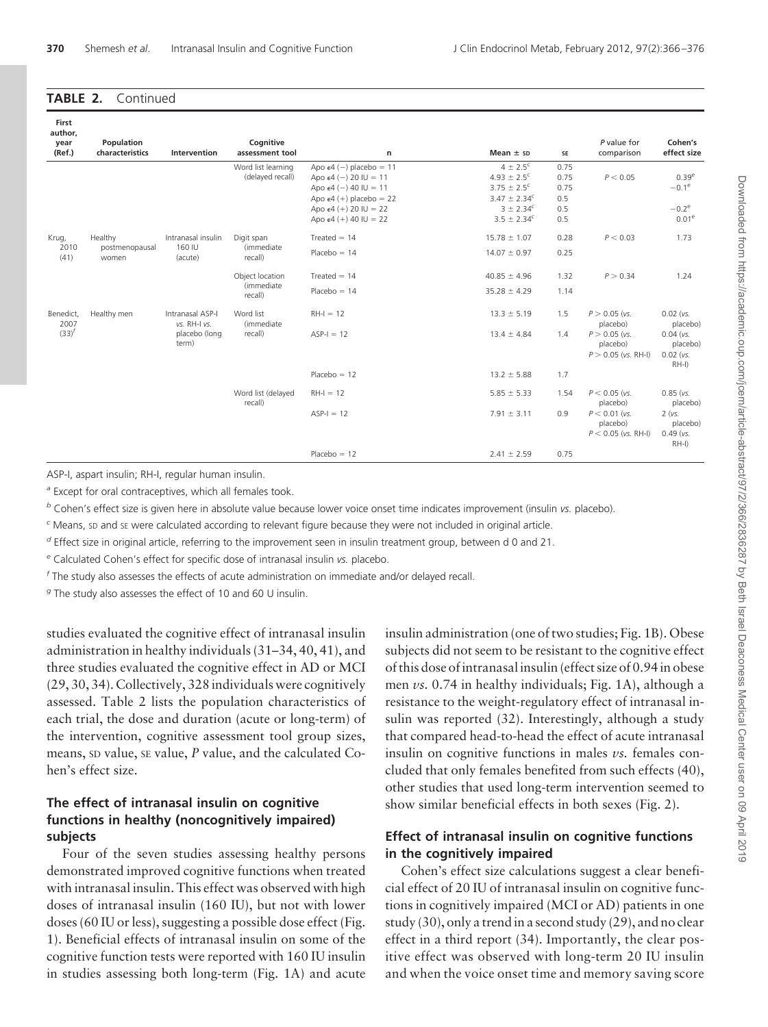**TABLE 2.** Continued

| First author, year (Ref.) | Population characteristics | Intervention | Cognitive assessment tool | n | Mean ± SD | SE | P value for comparison | Cohen's effect size |
|---|---|---|---|---|---|---|---|---|
| | | | Word list learning (delayed recall) | Apo ε4 (−) placebo = 11 | 4 ± 2.5[c] | 0.75 | | |
| | | | | Apo ε4 (−) 20 IU = 11 | 4.93 ± 2.5[c] | 0.75 | $P < 0.05$ | 0.39[e] |
| | | | | Apo ε4 (−) 40 IU = 11 | 3.75 ± 2.5[c] | 0.75 | | −0.1[e] |
| | | | | Apo ε4 (+) placebo = 22 | 3.47 ± 2.34[c] | 0.5 | | |
| | | | | Apo ε4 (+) 20 IU = 22 | 3 ± 2.34[c] | 0.5 | | −0.2[e] |
| | | | | Apo ε4 (+) 40 IU = 22 | 3.5 ± 2.34[c] | 0.5 | | 0.01[e] |
| Krug, 2010 (41) | Healthy postmenopausal women | Intranasal insulin 160 IU (acute) | Digit span (immediate recall) | Treated = 14 | 15.78 ± 1.07 | 0.28 | $P < 0.03$ | 1.73 |
| | | | | Placebo = 14 | 14.07 ± 0.97 | 0.25 | | |
| | | | Object location (immediate recall) | Treated = 14 | 40.85 ± 4.96 | 1.32 | $P > 0.34$ | 1.24 |
| | | | | Placebo = 14 | 35.28 ± 4.29 | 1.14 | | |
| Benedict, 2007 (33)[f] | Healthy men | Intranasal ASP-I vs. RH-I vs. placebo (long term) | Word list (immediate recall) | RH-I = 12 | 13.3 ± 5.19 | 1.5 | $P > 0.05$ (vs. placebo) | 0.02 (vs. placebo) |
| | | | | ASP-I = 12 | 13.4 ± 4.84 | 1.4 | $P > 0.05$ (vs. placebo); $P > 0.05$ (vs. RH-I) | 0.04 (vs. placebo); 0.02 (vs. RH-I) |
| | | | | Placebo = 12 | 13.2 ± 5.88 | 1.7 | | |
| | | | Word list (delayed recall) | RH-I = 12 | 5.85 ± 5.33 | 1.54 | $P < 0.05$ (vs. placebo) | 0.85 (vs. placebo) |
| | | | | ASP-I = 12 | 7.91 ± 3.11 | 0.9 | $P < 0.01$ (vs. placebo); $P < 0.05$ (vs. RH-I) | 2 (vs. placebo); 0.49 (vs. RH-I) |
| | | | | Placebo = 12 | 2.41 ± 2.59 | 0.75 | | |

ASP-I, aspart insulin; RH-I, regular human insulin.

[a] Except for oral contraceptives, which all females took.

[b] Cohen's effect size is given here in absolute value because lower voice onset time indicates improvement (insulin vs. placebo).

[c] Means, SD and SE were calculated according to relevant figure because they were not included in original article.

[d] Effect size in original article, referring to the improvement seen in insulin treatment group, between d 0 and 21.

[e] Calculated Cohen's effect for specific dose of intranasal insulin vs. placebo.

[f] The study also assesses the effects of acute administration on immediate and/or delayed recall.

[g] The study also assesses the effect of 10 and 60 U insulin.

studies evaluated the cognitive effect of intranasal insulin administration in healthy individuals (31–34, 40, 41), and three studies evaluated the cognitive effect in AD or MCI (29, 30, 34). Collectively, 328 individuals were cognitively assessed. Table 2 lists the population characteristics of each trial, the dose and duration (acute or long-term) of the intervention, cognitive assessment tool group sizes, means, SD value, SE value, *P* value, and the calculated Cohen's effect size.

### The effect of intranasal insulin on cognitive functions in healthy (noncognitively impaired) subjects

Four of the seven studies assessing healthy persons demonstrated improved cognitive functions when treated with intranasal insulin. This effect was observed with high doses of intranasal insulin (160 IU), but not with lower doses (60 IU or less), suggesting a possible dose effect (Fig. 1). Beneficial effects of intranasal insulin on some of the cognitive function tests were reported with 160 IU insulin in studies assessing both long-term (Fig. 1A) and acute insulin administration (one of two studies; Fig. 1B). Obese subjects did not seem to be resistant to the cognitive effect of this dose of intranasal insulin (effect size of 0.94 in obese men *vs.* 0.74 in healthy individuals; Fig. 1A), although a resistance to the weight-regulatory effect of intranasal insulin was reported (32). Interestingly, although a study that compared head-to-head the effect of acute intranasal insulin on cognitive functions in males *vs.* females concluded that only females benefited from such effects (40), other studies that used long-term intervention seemed to show similar beneficial effects in both sexes (Fig. 2).

### Effect of intranasal insulin on cognitive functions in the cognitively impaired

Cohen's effect size calculations suggest a clear beneficial effect of 20 IU of intranasal insulin on cognitive functions in cognitively impaired (MCI or AD) patients in one study (30), only a trend in a second study (29), and no clear effect in a third report (34). Importantly, the clear positive effect was observed with long-term 20 IU insulin and when the voice onset time and memory saving score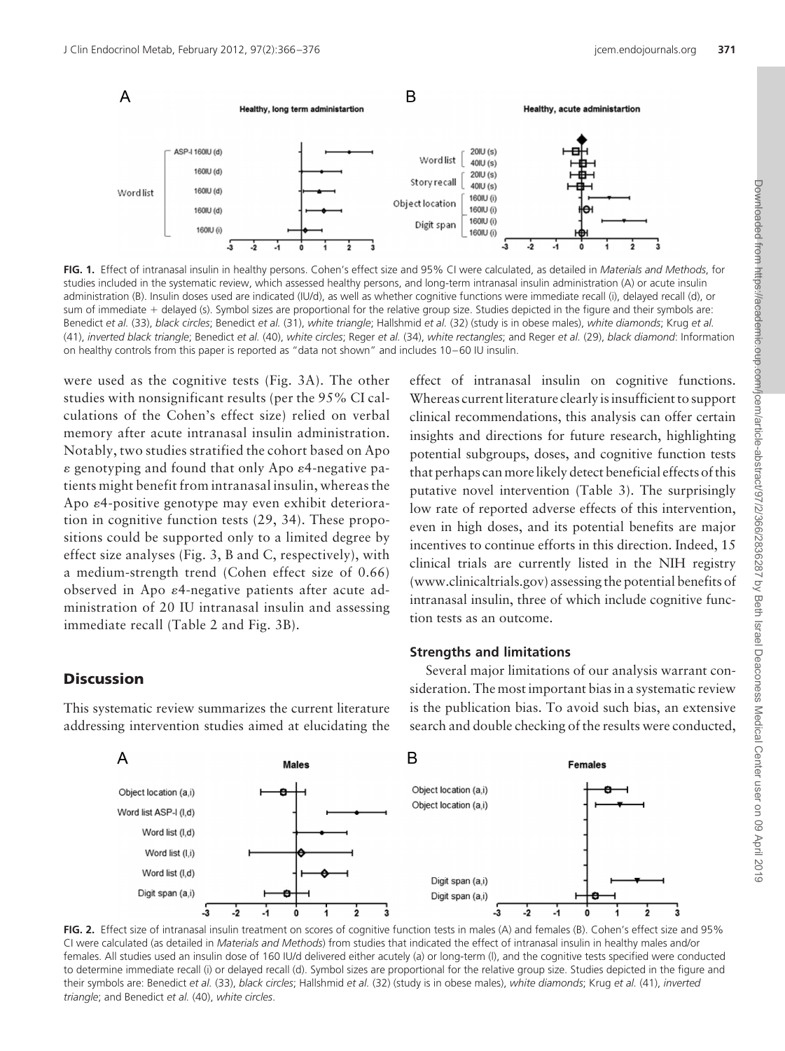**FIG. 1.** Effect of intranasal insulin in healthy persons. Cohen's effect size and 95% CI were calculated, as detailed in *Materials and Methods*, for studies included in the systematic review, which assessed healthy persons, and long-term intranasal insulin administration (A) or acute insulin administration (B). Insulin doses used are indicated (IU/d), as well as whether cognitive functions were immediate recall (i), delayed recall (d), or sum of immediate + delayed (s). Symbol sizes are proportional for the relative group size. Studies depicted in the figure and their symbols are: Benedict *et al.* (33), *black circles*; Benedict *et al.* (31), *white triangle*; Hallshmid *et al.* (32) (study is in obese males), *white diamonds*; Krug *et al.* (41), *inverted black triangle*; Benedict *et al.* (40), *white circles*; Reger *et al.* (34), *white rectangles*; and Reger *et al.* (29), *black diamond*: Information on healthy controls from this paper is reported as "data not shown" and includes 10–60 IU insulin.

were used as the cognitive tests (Fig. 3A). The other studies with nonsignificant results (per the 95% CI calculations of the Cohen's effect size) relied on verbal memory after acute intranasal insulin administration. Notably, two studies stratified the cohort based on Apo $\varepsilon$ genotyping and found that only Apo $\varepsilon$4-negative patients might benefit from intranasal insulin, whereas the Apo $\varepsilon$4-positive genotype may even exhibit deterioration in cognitive function tests (29, 34). These propositions could be supported only to a limited degree by effect size analyses (Fig. 3, B and C, respectively), with a medium-strength trend (Cohen effect size of 0.66) observed in Apo $\varepsilon$4-negative patients after acute administration of 20 IU intranasal insulin and assessing immediate recall (Table 2 and Fig. 3B).

## Discussion

This systematic review summarizes the current literature addressing intervention studies aimed at elucidating the effect of intranasal insulin on cognitive functions. Whereas current literature clearly is insufficient to support clinical recommendations, this analysis can offer certain insights and directions for future research, highlighting potential subgroups, doses, and cognitive function tests that perhaps can more likely detect beneficial effects of this putative novel intervention (Table 3). The surprisingly low rate of reported adverse effects of this intervention, even in high doses, and its potential benefits are major incentives to continue efforts in this direction. Indeed, 15 clinical trials are currently listed in the NIH registry (www.clinicaltrials.gov) assessing the potential benefits of intranasal insulin, three of which include cognitive function tests as an outcome.

### Strengths and limitations

Several major limitations of our analysis warrant consideration. The most important bias in a systematic review is the publication bias. To avoid such bias, an extensive search and double checking of the results were conducted,

**FIG. 2.** Effect size of intranasal insulin treatment on scores of cognitive function tests in males (A) and females (B). Cohen's effect size and 95% CI were calculated (as detailed in *Materials and Methods*) from studies that indicated the effect of intranasal insulin in healthy males and/or females. All studies used an insulin dose of 160 IU/d delivered either acutely (a) or long-term (l), and the cognitive tests specified were conducted to determine immediate recall (i) or delayed recall (d). Symbol sizes are proportional for the relative group size. Studies depicted in the figure and their symbols are: Benedict *et al.* (33), *black circles*; Hallshmid *et al.* (32) (study is in obese males), *white diamonds*; Krug *et al.* (41), *inverted triangle*; and Benedict *et al.* (40), *white circles*.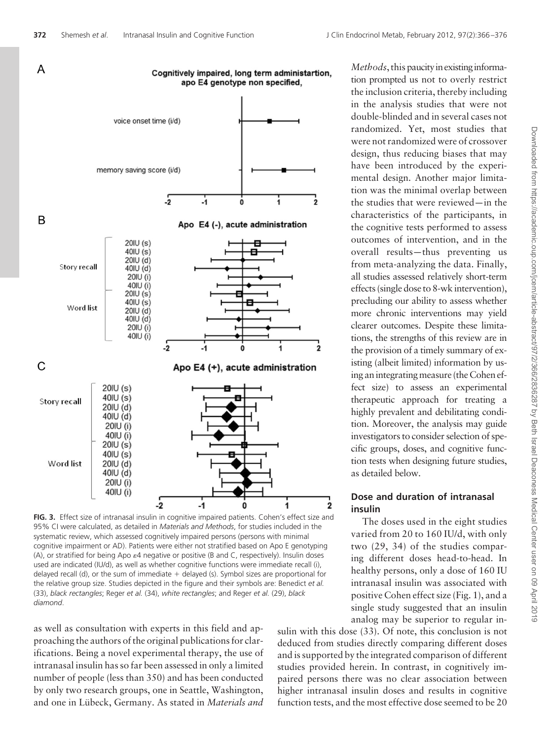**FIG. 3.** Effect size of intranasal insulin in cognitive impaired patients. Cohen's effect size and 95% CI were calculated, as detailed in *Materials and Methods*, for studies included in the systematic review, which assessed cognitively impaired persons (persons with minimal cognitive impairment or AD). Patients were either not stratified based on Apo E genotyping (A), or stratified for being Apo ε4 negative or positive (B and C, respectively). Insulin doses used are indicated (IU/d), as well as whether cognitive functions were immediate recall (i), delayed recall (d), or the sum of immediate + delayed (s). Symbol sizes are proportional for the relative group size. Studies depicted in the figure and their symbols are: Benedict *et al.* (33), *black rectangles*; Reger *et al.* (34), *white rectangles*; and Reger *et al.* (29), *black diamond*.

as well as consultation with experts in this field and approaching the authors of the original publications for clarifications. Being a novel experimental therapy, the use of intranasal insulin has so far been assessed in only a limited number of people (less than 350) and has been conducted by only two research groups, one in Seattle, Washington, and one in Lübeck, Germany. As stated in *Materials and Methods*, this paucity in existing information prompted us not to overly restrict the inclusion criteria, thereby including in the analysis studies that were not double-blinded and in several cases not randomized. Yet, most studies that were not randomized were of crossover design, thus reducing biases that may have been introduced by the experimental design. Another major limitation was the minimal overlap between the studies that were reviewed—in the characteristics of the participants, in the cognitive tests performed to assess outcomes of intervention, and in the overall results—thus preventing us from meta-analyzing the data. Finally, all studies assessed relatively short-term effects (single dose to 8-wk intervention), precluding our ability to assess whether more chronic interventions may yield clearer outcomes. Despite these limitations, the strengths of this review are in the provision of a timely summary of existing (albeit limited) information by using an integrating measure (the Cohen effect size) to assess an experimental therapeutic approach for treating a highly prevalent and debilitating condition. Moreover, the analysis may guide investigators to consider selection of specific groups, doses, and cognitive function tests when designing future studies, as detailed below.

## Dose and duration of intranasal insulin

The doses used in the eight studies varied from 20 to 160 IU/d, with only two (29, 34) of the studies comparing different doses head-to-head. In healthy persons, only a dose of 160 IU intranasal insulin was associated with positive Cohen effect size (Fig. 1), and a single study suggested that an insulin analog may be superior to regular insulin with this dose (33). Of note, this conclusion is not deduced from studies directly comparing different doses and is supported by the integrated comparison of different studies provided herein. In contrast, in cognitively impaired persons there was no clear association between higher intranasal insulin doses and results in cognitive function tests, and the most effective dose seemed to be 20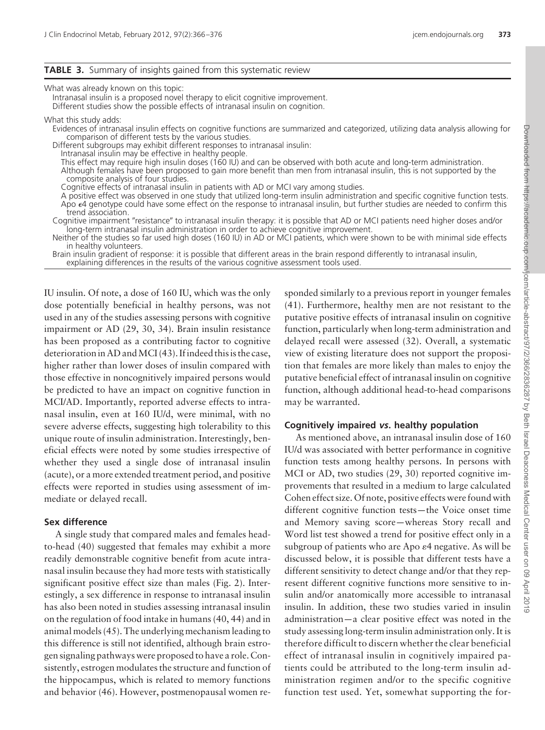**TABLE 3.** Summary of insights gained from this systematic review

What was already known on this topic:

- Intranasal insulin is a proposed novel therapy to elicit cognitive improvement.
- Different studies show the possible effects of intranasal insulin on cognition.

What this study adds:

- Evidences of intranasal insulin effects on cognitive functions are summarized and categorized, utilizing data analysis allowing for comparison of different tests by the various studies.
- Different subgroups may exhibit different responses to intranasal insulin:
  - Intranasal insulin may be effective in healthy people.
  - This effect may require high insulin doses (160 IU) and can be observed with both acute and long-term administration.
  - Although females have been proposed to gain more benefit than men from intranasal insulin, this is not supported by the composite analysis of four studies.
  - Cognitive effects of intranasal insulin in patients with AD or MCI vary among studies.
  - A positive effect was observed in one study that utilized long-term insulin administration and specific cognitive function tests.
  - Apo $\epsilon$4 genotype could have some effect on the response to intranasal insulin, but further studies are needed to confirm this trend association.
- Cognitive impairment "resistance" to intranasal insulin therapy: it is possible that AD or MCI patients need higher doses and/or long-term intranasal insulin administration in order to achieve cognitive improvement.
- Neither of the studies so far used high doses (160 IU) in AD or MCI patients, which were shown to be with minimal side effects in healthy volunteers.
- Brain insulin gradient of response: it is possible that different areas in the brain respond differently to intranasal insulin, explaining differences in the results of the various cognitive assessment tools used.

IU insulin. Of note, a dose of 160 IU, which was the only dose potentially beneficial in healthy persons, was not used in any of the studies assessing persons with cognitive impairment or AD (29, 30, 34). Brain insulin resistance has been proposed as a contributing factor to cognitive deterioration in AD and MCI (43). If indeed this is the case, higher rather than lower doses of insulin compared with those effective in noncognitively impaired persons would be predicted to have an impact on cognitive function in MCI/AD. Importantly, reported adverse effects to intranasal insulin, even at 160 IU/d, were minimal, with no severe adverse effects, suggesting high tolerability to this unique route of insulin administration. Interestingly, beneficial effects were noted by some studies irrespective of whether they used a single dose of intranasal insulin (acute), or a more extended treatment period, and positive effects were reported in studies using assessment of immediate or delayed recall.

### Sex difference

A single study that compared males and females head-to-head (40) suggested that females may exhibit a more readily demonstrable cognitive benefit from acute intranasal insulin because they had more tests with statistically significant positive effect size than males (Fig. 2). Interestingly, a sex difference in response to intranasal insulin has also been noted in studies assessing intranasal insulin on the regulation of food intake in humans (40, 44) and in animal models (45). The underlying mechanism leading to this difference is still not identified, although brain estrogen signaling pathways were proposed to have a role. Consistently, estrogen modulates the structure and function of the hippocampus, which is related to memory functions and behavior (46). However, postmenopausal women responded similarly to a previous report in younger females (41). Furthermore, healthy men are not resistant to the putative positive effects of intranasal insulin on cognitive function, particularly when long-term administration and delayed recall were assessed (32). Overall, a systematic view of existing literature does not support the proposition that females are more likely than males to enjoy the putative beneficial effect of intranasal insulin on cognitive function, although additional head-to-head comparisons may be warranted.

### Cognitively impaired *vs.* healthy population

As mentioned above, an intranasal insulin dose of 160 IU/d was associated with better performance in cognitive function tests among healthy persons. In persons with MCI or AD, two studies (29, 30) reported cognitive improvements that resulted in a medium to large calculated Cohen effect size. Of note, positive effects were found with different cognitive function tests—the Voice onset time and Memory saving score—whereas Story recall and Word list test showed a trend for positive effect only in a subgroup of patients who are Apo $\epsilon$4 negative. As will be discussed below, it is possible that different tests have a different sensitivity to detect change and/or that they represent different cognitive functions more sensitive to insulin and/or anatomically more accessible to intranasal insulin. In addition, these two studies varied in insulin administration—a clear positive effect was noted in the study assessing long-term insulin administration only. It is therefore difficult to discern whether the clear beneficial effect of intranasal insulin in cognitively impaired patients could be attributed to the long-term insulin administration regimen and/or to the specific cognitive function test used. Yet, somewhat supporting the for-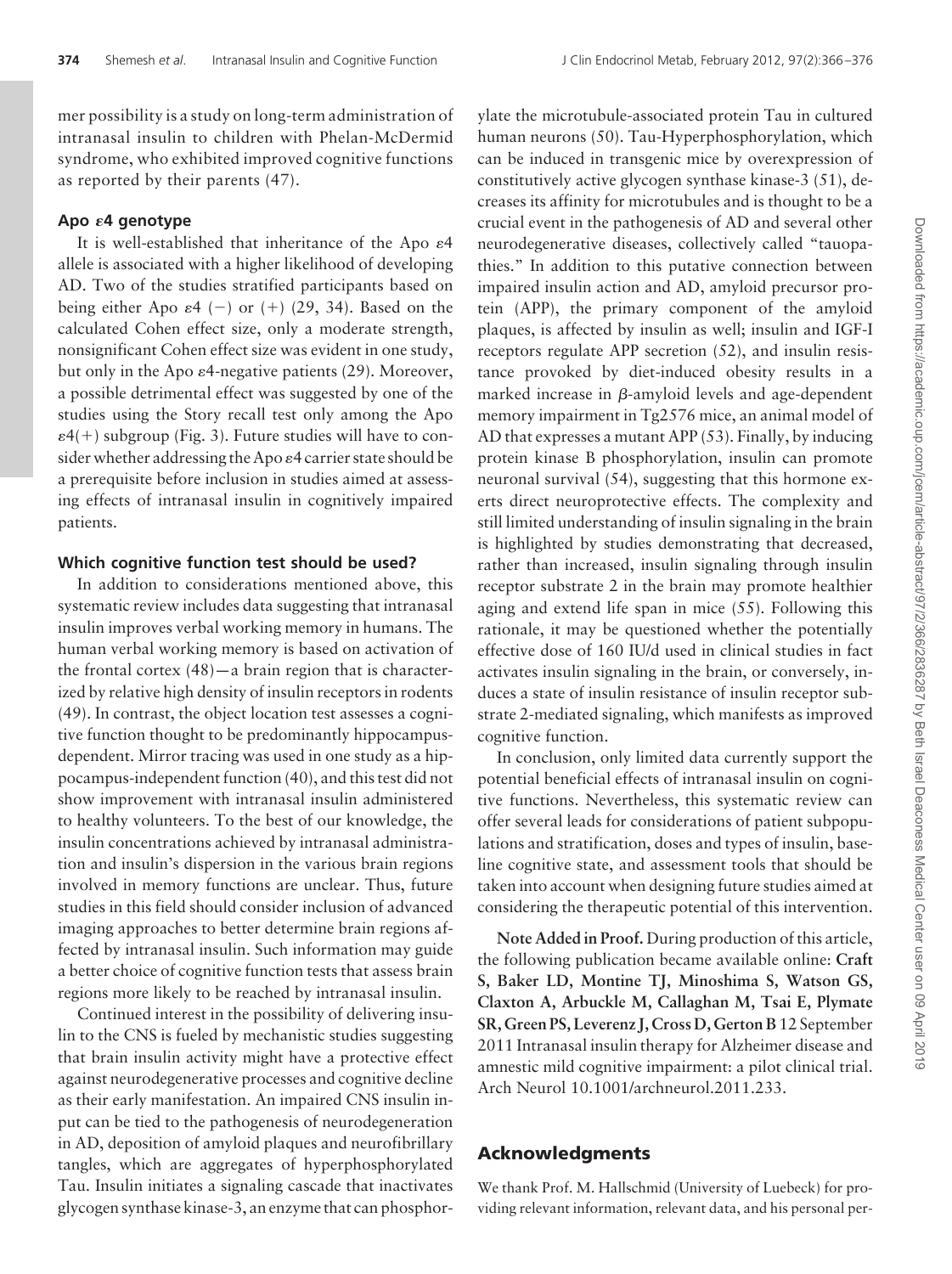mer possibility is a study on long-term administration of intranasal insulin to children with Phelan-McDermid syndrome, who exhibited improved cognitive functions as reported by their parents (47).

### Apo ε4 genotype

It is well-established that inheritance of the Apo ε4 allele is associated with a higher likelihood of developing AD. Two of the studies stratified participants based on being either Apo ε4 (−) or (+) (29, 34). Based on the calculated Cohen effect size, only a moderate strength, nonsignificant Cohen effect size was evident in one study, but only in the Apo ε4-negative patients (29). Moreover, a possible detrimental effect was suggested by one of the studies using the Story recall test only among the Apo ε4(+) subgroup (Fig. 3). Future studies will have to consider whether addressing the Apo ε4 carrier state should be a prerequisite before inclusion in studies aimed at assessing effects of intranasal insulin in cognitively impaired patients.

### Which cognitive function test should be used?

In addition to considerations mentioned above, this systematic review includes data suggesting that intranasal insulin improves verbal working memory in humans. The human verbal working memory is based on activation of the frontal cortex (48)—a brain region that is characterized by relative high density of insulin receptors in rodents (49). In contrast, the object location test assesses a cognitive function thought to be predominantly hippocampus-dependent. Mirror tracing was used in one study as a hippocampus-independent function (40), and this test did not show improvement with intranasal insulin administered to healthy volunteers. To the best of our knowledge, the insulin concentrations achieved by intranasal administration and insulin's dispersion in the various brain regions involved in memory functions are unclear. Thus, future studies in this field should consider inclusion of advanced imaging approaches to better determine brain regions affected by intranasal insulin. Such information may guide a better choice of cognitive function tests that assess brain regions more likely to be reached by intranasal insulin.

Continued interest in the possibility of delivering insulin to the CNS is fueled by mechanistic studies suggesting that brain insulin activity might have a protective effect against neurodegenerative processes and cognitive decline as their early manifestation. An impaired CNS insulin input can be tied to the pathogenesis of neurodegeneration in AD, deposition of amyloid plaques and neurofibrillary tangles, which are aggregates of hyperphosphorylated Tau. Insulin initiates a signaling cascade that inactivates glycogen synthase kinase-3, an enzyme that can phosphorylate the microtubule-associated protein Tau in cultured human neurons (50). Tau-Hyperphosphorylation, which can be induced in transgenic mice by overexpression of constitutively active glycogen synthase kinase-3 (51), decreases its affinity for microtubules and is thought to be a crucial event in the pathogenesis of AD and several other neurodegenerative diseases, collectively called "tauopathies." In addition to this putative connection between impaired insulin action and AD, amyloid precursor protein (APP), the primary component of the amyloid plaques, is affected by insulin as well; insulin and IGF-I receptors regulate APP secretion (52), and insulin resistance provoked by diet-induced obesity results in a marked increase in β-amyloid levels and age-dependent memory impairment in Tg2576 mice, an animal model of AD that expresses a mutant APP (53). Finally, by inducing protein kinase B phosphorylation, insulin can promote neuronal survival (54), suggesting that this hormone exerts direct neuroprotective effects. The complexity and still limited understanding of insulin signaling in the brain is highlighted by studies demonstrating that decreased, rather than increased, insulin signaling through insulin receptor substrate 2 in the brain may promote healthier aging and extend life span in mice (55). Following this rationale, it may be questioned whether the potentially effective dose of 160 IU/d used in clinical studies in fact activates insulin signaling in the brain, or conversely, induces a state of insulin resistance of insulin receptor substrate 2-mediated signaling, which manifests as improved cognitive function.

In conclusion, only limited data currently support the potential beneficial effects of intranasal insulin on cognitive functions. Nevertheless, this systematic review can offer several leads for considerations of patient subpopulations and stratification, doses and types of insulin, baseline cognitive state, and assessment tools that should be taken into account when designing future studies aimed at considering the therapeutic potential of this intervention.

**Note Added in Proof.** During production of this article, the following publication became available online: **Craft S, Baker LD, Montine TJ, Minoshima S, Watson GS, Claxton A, Arbuckle M, Callaghan M, Tsai E, Plymate SR, Green PS, Leverenz J, Cross D, Gerton B** 12 September 2011 Intranasal insulin therapy for Alzheimer disease and amnestic mild cognitive impairment: a pilot clinical trial. Arch Neurol 10.1001/archneurol.2011.233.

## Acknowledgments

We thank Prof. M. Hallschmid (University of Luebeck) for providing relevant information, relevant data, and his personal per-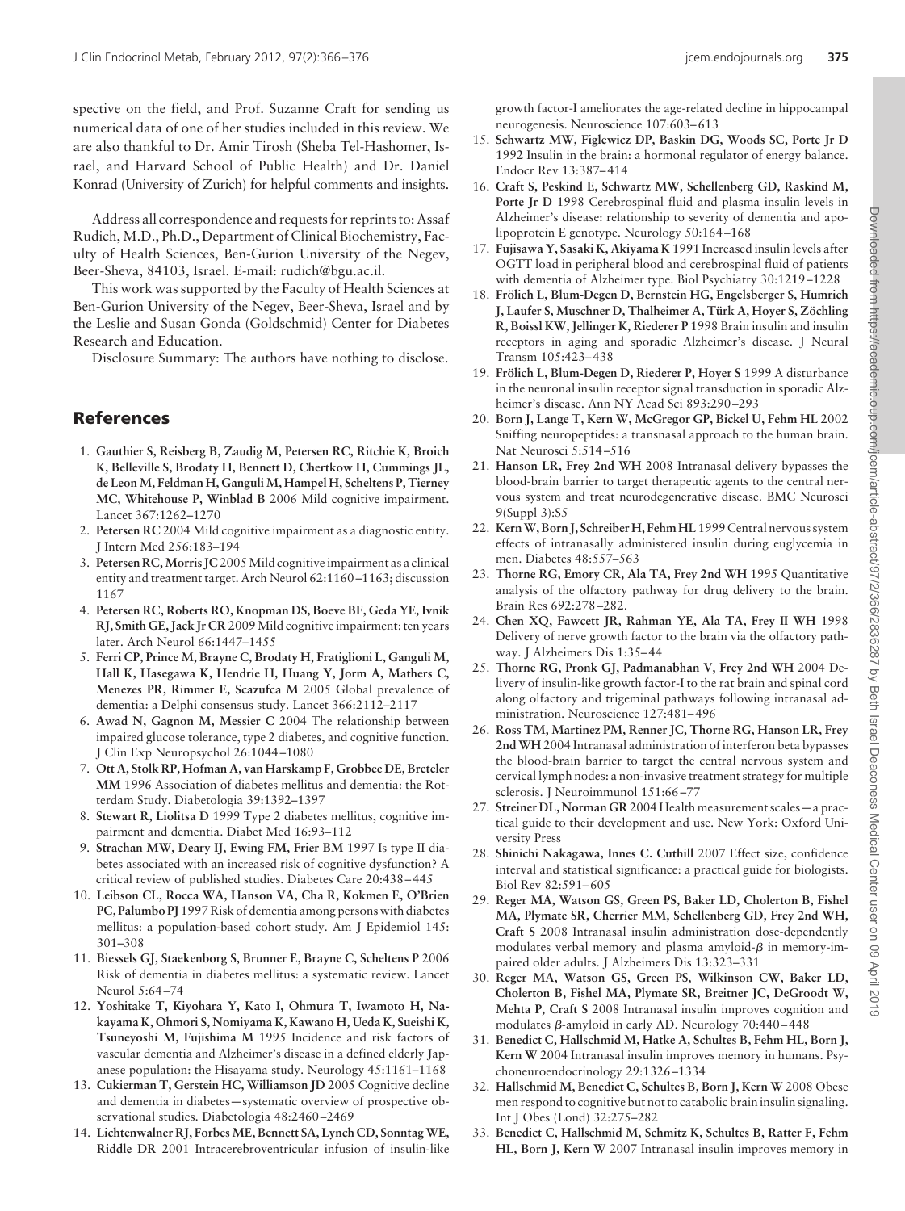spective on the field, and Prof. Suzanne Craft for sending us numerical data of one of her studies included in this review. We are also thankful to Dr. Amir Tirosh (Sheba Tel-Hashomer, Israel, and Harvard School of Public Health) and Dr. Daniel Konrad (University of Zurich) for helpful comments and insights.

Address all correspondence and requests for reprints to: Assaf Rudich, M.D., Ph.D., Department of Clinical Biochemistry, Faculty of Health Sciences, Ben-Gurion University of the Negev, Beer-Sheva, 84103, Israel. E-mail: rudich@bgu.ac.il.

This work was supported by the Faculty of Health Sciences at Ben-Gurion University of the Negev, Beer-Sheva, Israel and by the Leslie and Susan Gonda (Goldschmid) Center for Diabetes Research and Education.

Disclosure Summary: The authors have nothing to disclose.

## References

1. **Gauthier S, Reisberg B, Zaudig M, Petersen RC, Ritchie K, Broich K, Belleville S, Brodaty H, Bennett D, Chertkow H, Cummings JL, de Leon M, Feldman H, Ganguli M, Hampel H, Scheltens P, Tierney MC, Whitehouse P, Winblad B** 2006 Mild cognitive impairment. Lancet 367:1262–1270
2. **Petersen RC** 2004 Mild cognitive impairment as a diagnostic entity. J Intern Med 256:183–194
3. **Petersen RC, Morris JC** 2005 Mild cognitive impairment as a clinical entity and treatment target. Arch Neurol 62:1160–1163; discussion 1167
4. **Petersen RC, Roberts RO, Knopman DS, Boeve BF, Geda YE, Ivnik RJ, Smith GE, Jack Jr CR** 2009 Mild cognitive impairment: ten years later. Arch Neurol 66:1447–1455
5. **Ferri CP, Prince M, Brayne C, Brodaty H, Fratiglioni L, Ganguli M, Hall K, Hasegawa K, Hendrie H, Huang Y, Jorm A, Mathers C, Menezes PR, Rimmer E, Scazufca M** 2005 Global prevalence of dementia: a Delphi consensus study. Lancet 366:2112–2117
6. **Awad N, Gagnon M, Messier C** 2004 The relationship between impaired glucose tolerance, type 2 diabetes, and cognitive function. J Clin Exp Neuropsychol 26:1044–1080
7. **Ott A, Stolk RP, Hofman A, van Harskamp F, Grobbee DE, Breteler MM** 1996 Association of diabetes mellitus and dementia: the Rotterdam Study. Diabetologia 39:1392–1397
8. **Stewart R, Liolitsa D** 1999 Type 2 diabetes mellitus, cognitive impairment and dementia. Diabet Med 16:93–112
9. **Strachan MW, Deary IJ, Ewing FM, Frier BM** 1997 Is type II diabetes associated with an increased risk of cognitive dysfunction? A critical review of published studies. Diabetes Care 20:438–445
10. **Leibson CL, Rocca WA, Hanson VA, Cha R, Kokmen E, O'Brien PC, Palumbo PJ** 1997 Risk of dementia among persons with diabetes mellitus: a population-based cohort study. Am J Epidemiol 145: 301–308
11. **Biessels GJ, Staekenborg S, Brunner E, Brayne C, Scheltens P** 2006 Risk of dementia in diabetes mellitus: a systematic review. Lancet Neurol 5:64–74
12. **Yoshitake T, Kiyohara Y, Kato I, Ohmura T, Iwamoto H, Nakayama K, Ohmori S, Nomiyama K, Kawano H, Ueda K, Sueishi K, Tsuneyoshi M, Fujishima M** 1995 Incidence and risk factors of vascular dementia and Alzheimer's disease in a defined elderly Japanese population: the Hisayama study. Neurology 45:1161–1168
13. **Cukierman T, Gerstein HC, Williamson JD** 2005 Cognitive decline and dementia in diabetes—systematic overview of prospective observational studies. Diabetologia 48:2460–2469
14. **Lichtenwalner RJ, Forbes ME, Bennett SA, Lynch CD, Sonntag WE, Riddle DR** 2001 Intracerebroventricular infusion of insulin-like growth factor-I ameliorates the age-related decline in hippocampal neurogenesis. Neuroscience 107:603–613
15. **Schwartz MW, Figlewicz DP, Baskin DG, Woods SC, Porte Jr D** 1992 Insulin in the brain: a hormonal regulator of energy balance. Endocr Rev 13:387–414
16. **Craft S, Peskind E, Schwartz MW, Schellenberg GD, Raskind M, Porte Jr D** 1998 Cerebrospinal fluid and plasma insulin levels in Alzheimer's disease: relationship to severity of dementia and apolipoprotein E genotype. Neurology 50:164–168
17. **Fujisawa Y, Sasaki K, Akiyama K** 1991 Increased insulin levels after OGTT load in peripheral blood and cerebrospinal fluid of patients with dementia of Alzheimer type. Biol Psychiatry 30:1219–1228
18. **Frölich L, Blum-Degen D, Bernstein HG, Engelsberger S, Humrich J, Laufer S, Muschner D, Thalheimer A, Türk A, Hoyer S, Zöchling R, Boissl KW, Jellinger K, Riederer P** 1998 Brain insulin and insulin receptors in aging and sporadic Alzheimer's disease. J Neural Transm 105:423–438
19. **Frölich L, Blum-Degen D, Riederer P, Hoyer S** 1999 A disturbance in the neuronal insulin receptor signal transduction in sporadic Alzheimer's disease. Ann NY Acad Sci 893:290–293
20. **Born J, Lange T, Kern W, McGregor GP, Bickel U, Fehm HL** 2002 Sniffing neuropeptides: a transnasal approach to the human brain. Nat Neurosci 5:514–516
21. **Hanson LR, Frey 2nd WH** 2008 Intranasal delivery bypasses the blood-brain barrier to target therapeutic agents to the central nervous system and treat neurodegenerative disease. BMC Neurosci 9(Suppl 3):S5
22. **Kern W, Born J, Schreiber H, Fehm HL** 1999 Central nervous system effects of intranasally administered insulin during euglycemia in men. Diabetes 48:557–563
23. **Thorne RG, Emory CR, Ala TA, Frey 2nd WH** 1995 Quantitative analysis of the olfactory pathway for drug delivery to the brain. Brain Res 692:278–282.
24. **Chen XQ, Fawcett JR, Rahman YE, Ala TA, Frey II WH** 1998 Delivery of nerve growth factor to the brain via the olfactory pathway. J Alzheimers Dis 1:35–44
25. **Thorne RG, Pronk GJ, Padmanabhan V, Frey 2nd WH** 2004 Delivery of insulin-like growth factor-I to the rat brain and spinal cord along olfactory and trigeminal pathways following intranasal administration. Neuroscience 127:481–496
26. **Ross TM, Martinez PM, Renner JC, Thorne RG, Hanson LR, Frey 2nd WH** 2004 Intranasal administration of interferon beta bypasses the blood-brain barrier to target the central nervous system and cervical lymph nodes: a non-invasive treatment strategy for multiple sclerosis. J Neuroimmunol 151:66–77
27. **Streiner DL, Norman GR** 2004 Health measurement scales—a practical guide to their development and use. New York: Oxford University Press
28. **Shinichi Nakagawa, Innes C. Cuthill** 2007 Effect size, confidence interval and statistical significance: a practical guide for biologists. Biol Rev 82:591–605
29. **Reger MA, Watson GS, Green PS, Baker LD, Cholerton B, Fishel MA, Plymate SR, Cherrier MM, Schellenberg GD, Frey 2nd WH, Craft S** 2008 Intranasal insulin administration dose-dependently modulates verbal memory and plasma amyloid-$\beta$ in memory-impaired older adults. J Alzheimers Dis 13:323–331
30. **Reger MA, Watson GS, Green PS, Wilkinson CW, Baker LD, Cholerton B, Fishel MA, Plymate SR, Breitner JC, DeGroodt W, Mehta P, Craft S** 2008 Intranasal insulin improves cognition and modulates $\beta$-amyloid in early AD. Neurology 70:440–448
31. **Benedict C, Hallschmid M, Hatke A, Schultes B, Fehm HL, Born J, Kern W** 2004 Intranasal insulin improves memory in humans. Psychoneuroendocrinology 29:1326–1334
32. **Hallschmid M, Benedict C, Schultes B, Born J, Kern W** 2008 Obese men respond to cognitive but not to catabolic brain insulin signaling. Int J Obes (Lond) 32:275–282
33. **Benedict C, Hallschmid M, Schmitz K, Schultes B, Ratter F, Fehm HL, Born J, Kern W** 2007 Intranasal insulin improves memory in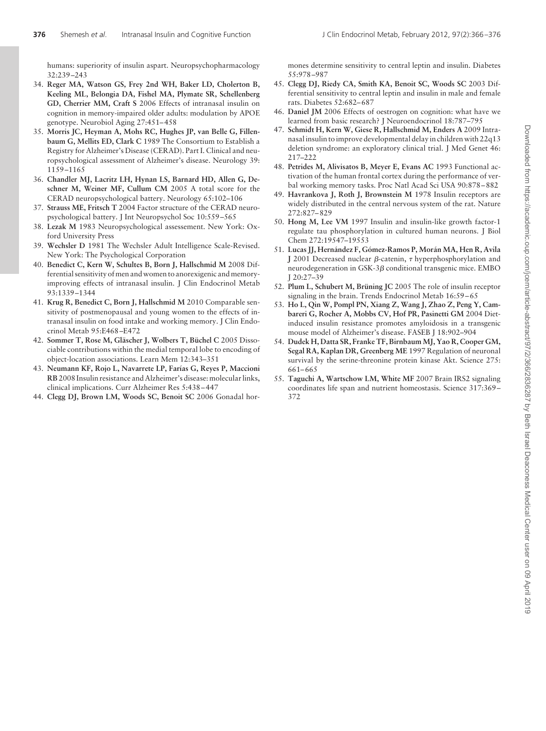humans: superiority of insulin aspart. Neuropsychopharmacology 32:239–243

34. **Reger MA, Watson GS, Frey 2nd WH, Baker LD, Cholerton B, Keeling ML, Belongia DA, Fishel MA, Plymate SR, Schellenberg GD, Cherrier MM, Craft S** 2006 Effects of intranasal insulin on cognition in memory-impaired older adults: modulation by APOE genotype. Neurobiol Aging 27:451–458
35. **Morris JC, Heyman A, Mohs RC, Hughes JP, van Belle G, Fillenbaum G, Mellits ED, Clark C** 1989 The Consortium to Establish a Registry for Alzheimer's Disease (CERAD). Part I. Clinical and neuropsychological assessment of Alzheimer's disease. Neurology 39: 1159–1165
36. **Chandler MJ, Lacritz LH, Hynan LS, Barnard HD, Allen G, Deschner M, Weiner MF, Cullum CM** 2005 A total score for the CERAD neuropsychological battery. Neurology 65:102–106
37. **Strauss ME, Fritsch T** 2004 Factor structure of the CERAD neuropsychological battery. J Int Neuropsychol Soc 10:559–565
38. **Lezak M** 1983 Neuropsychological assessement. New York: Oxford University Press
39. **Wechsler D** 1981 The Wechsler Adult Intelligence Scale-Revised. New York: The Psychological Corporation
40. **Benedict C, Kern W, Schultes B, Born J, Hallschmid M** 2008 Differential sensitivity of men and women to anorexigenic and memory-improving effects of intranasal insulin. J Clin Endocrinol Metab 93:1339–1344
41. **Krug R, Benedict C, Born J, Hallschmid M** 2010 Comparable sensitivity of postmenopausal and young women to the effects of intranasal insulin on food intake and working memory. J Clin Endocrinol Metab 95:E468–E472
42. **Sommer T, Rose M, Gläscher J, Wolbers T, Büchel C** 2005 Dissociable contributions within the medial temporal lobe to encoding of object-location associations. Learn Mem 12:343–351
43. **Neumann KF, Rojo L, Navarrete LP, Farías G, Reyes P, Maccioni RB** 2008 Insulin resistance and Alzheimer's disease: molecular links, clinical implications. Curr Alzheimer Res 5:438–447
44. **Clegg DJ, Brown LM, Woods SC, Benoit SC** 2006 Gonadal hormones determine sensitivity to central leptin and insulin. Diabetes 55:978–987
45. **Clegg DJ, Riedy CA, Smith KA, Benoit SC, Woods SC** 2003 Differential sensitivity to central leptin and insulin in male and female rats. Diabetes 52:682–687
46. **Daniel JM** 2006 Effects of oestrogen on cognition: what have we learned from basic research? J Neuroendocrinol 18:787–795
47. **Schmidt H, Kern W, Giese R, Hallschmid M, Enders A** 2009 Intranasal insulin to improve developmental delay in children with 22q13 deletion syndrome: an exploratory clinical trial. J Med Genet 46: 217–222
48. **Petrides M, Alivisatos B, Meyer E, Evans AC** 1993 Functional activation of the human frontal cortex during the performance of verbal working memory tasks. Proc Natl Acad Sci USA 90:878–882
49. **Havrankova J, Roth J, Brownstein M** 1978 Insulin receptors are widely distributed in the central nervous system of the rat. Nature 272:827–829
50. **Hong M, Lee VM** 1997 Insulin and insulin-like growth factor-1 regulate tau phosphorylation in cultured human neurons. J Biol Chem 272:19547–19553
51. **Lucas JJ, Hernández F, Gómez-Ramos P, Morán MA, Hen R, Avila J** 2001 Decreased nuclear $\beta$-catenin, $\tau$ hyperphosphorylation and neurodegeneration in GSK-3$\beta$ conditional transgenic mice. EMBO J 20:27–39
52. **Plum L, Schubert M, Brüning JC** 2005 The role of insulin receptor signaling in the brain. Trends Endocrinol Metab 16:59–65
53. **Ho L, Qin W, Pompl PN, Xiang Z, Wang J, Zhao Z, Peng Y, Cambareri G, Rocher A, Mobbs CV, Hof PR, Pasinetti GM** 2004 Diet-induced insulin resistance promotes amyloidosis in a transgenic mouse model of Alzheimer's disease. FASEB J 18:902–904
54. **Dudek H, Datta SR, Franke TF, Birnbaum MJ, Yao R, Cooper GM, Segal RA, Kaplan DR, Greenberg ME** 1997 Regulation of neuronal survival by the serine-threonine protein kinase Akt. Science 275: 661–665
55. **Taguchi A, Wartschow LM, White MF** 2007 Brain IRS2 signaling coordinates life span and nutrient homeostasis. Science 317:369–372